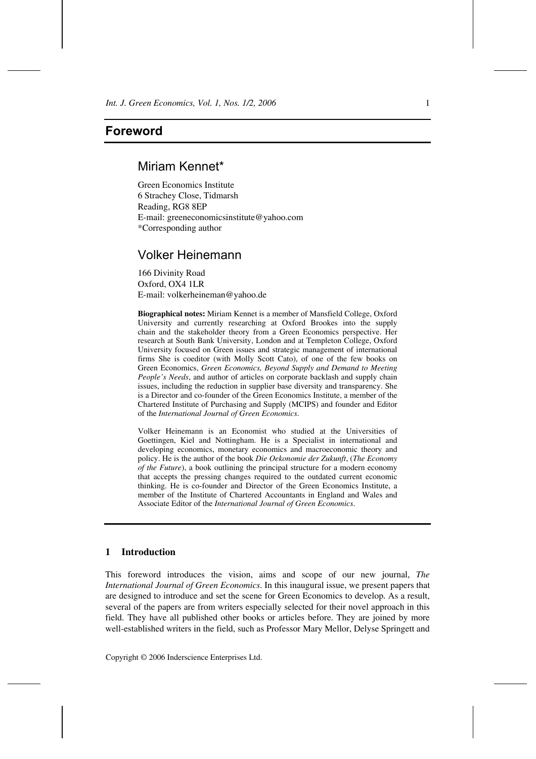# Foreword

## Miriam Kennet*

Green Economics Institute
6 Strachey Close, Tidmarsh
Reading, RG8 8EP
E-mail: greeneconomicsinstitute@yahoo.com
*Corresponding author

## Volker Heinemann

166 Divinity Road
Oxford, OX4 1LR
E-mail: volkerheineman@yahoo.de

**Biographical notes:** Miriam Kennet is a member of Mansfield College, Oxford University and currently researching at Oxford Brookes into the supply chain and the stakeholder theory from a Green Economics perspective. Her research at South Bank University, London and at Templeton College, Oxford University focused on Green issues and strategic management of international firms She is coeditor (with Molly Scott Cato), of one of the few books on Green Economics, *Green Economics, Beyond Supply and Demand to Meeting People's Needs*, and author of articles on corporate backlash and supply chain issues, including the reduction in supplier base diversity and transparency. She is a Director and co-founder of the Green Economics Institute, a member of the Chartered Institute of Purchasing and Supply (MCIPS) and founder and Editor of the *International Journal of Green Economics*.

Volker Heinemann is an Economist who studied at the Universities of Goettingen, Kiel and Nottingham. He is a Specialist in international and developing economics, monetary economics and macroeconomic theory and policy. He is the author of the book *Die Oekonomie der Zukunft*, (*The Economy of the Future*), a book outlining the principal structure for a modern economy that accepts the pressing changes required to the outdated current economic thinking. He is co-founder and Director of the Green Economics Institute, a member of the Institute of Chartered Accountants in England and Wales and Associate Editor of the *International Journal of Green Economics*.

## 1 Introduction

This foreword introduces the vision, aims and scope of our new journal, *The International Journal of Green Economics*. In this inaugural issue, we present papers that are designed to introduce and set the scene for Green Economics to develop. As a result, several of the papers are from writers especially selected for their novel approach in this field. They have all published other books or articles before. They are joined by more well-established writers in the field, such as Professor Mary Mellor, Delyse Springett and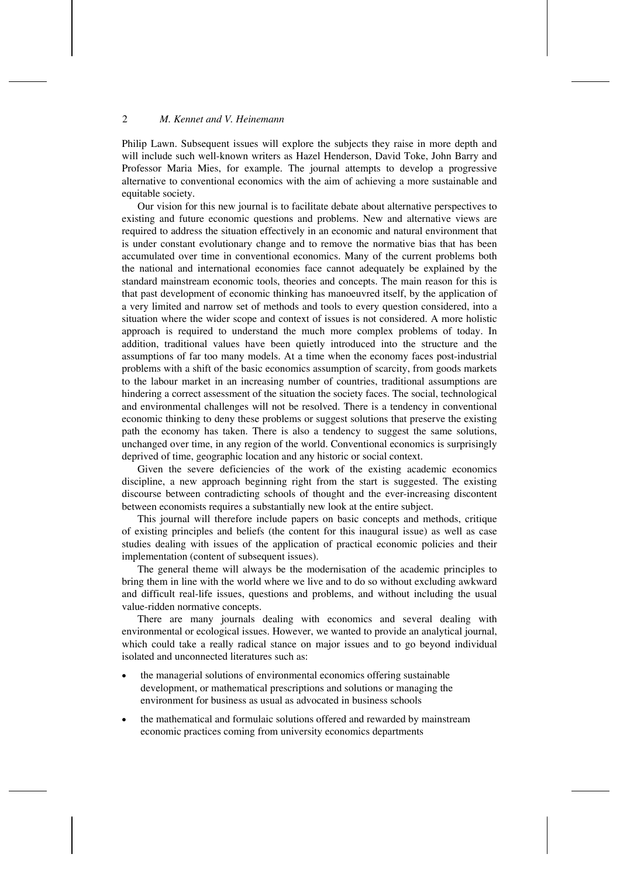Philip Lawn. Subsequent issues will explore the subjects they raise in more depth and will include such well-known writers as Hazel Henderson, David Toke, John Barry and Professor Maria Mies, for example. The journal attempts to develop a progressive alternative to conventional economics with the aim of achieving a more sustainable and equitable society.

Our vision for this new journal is to facilitate debate about alternative perspectives to existing and future economic questions and problems. New and alternative views are required to address the situation effectively in an economic and natural environment that is under constant evolutionary change and to remove the normative bias that has been accumulated over time in conventional economics. Many of the current problems both the national and international economies face cannot adequately be explained by the standard mainstream economic tools, theories and concepts. The main reason for this is that past development of economic thinking has manoeuvred itself, by the application of a very limited and narrow set of methods and tools to every question considered, into a situation where the wider scope and context of issues is not considered. A more holistic approach is required to understand the much more complex problems of today. In addition, traditional values have been quietly introduced into the structure and the assumptions of far too many models. At a time when the economy faces post-industrial problems with a shift of the basic economics assumption of scarcity, from goods markets to the labour market in an increasing number of countries, traditional assumptions are hindering a correct assessment of the situation the society faces. The social, technological and environmental challenges will not be resolved. There is a tendency in conventional economic thinking to deny these problems or suggest solutions that preserve the existing path the economy has taken. There is also a tendency to suggest the same solutions, unchanged over time, in any region of the world. Conventional economics is surprisingly deprived of time, geographic location and any historic or social context.

Given the severe deficiencies of the work of the existing academic economics discipline, a new approach beginning right from the start is suggested. The existing discourse between contradicting schools of thought and the ever-increasing discontent between economists requires a substantially new look at the entire subject.

This journal will therefore include papers on basic concepts and methods, critique of existing principles and beliefs (the content for this inaugural issue) as well as case studies dealing with issues of the application of practical economic policies and their implementation (content of subsequent issues).

The general theme will always be the modernisation of the academic principles to bring them in line with the world where we live and to do so without excluding awkward and difficult real-life issues, questions and problems, and without including the usual value-ridden normative concepts.

There are many journals dealing with economics and several dealing with environmental or ecological issues. However, we wanted to provide an analytical journal, which could take a really radical stance on major issues and to go beyond individual isolated and unconnected literatures such as:

- the managerial solutions of environmental economics offering sustainable development, or mathematical prescriptions and solutions or managing the environment for business as usual as advocated in business schools
- the mathematical and formulaic solutions offered and rewarded by mainstream economic practices coming from university economics departments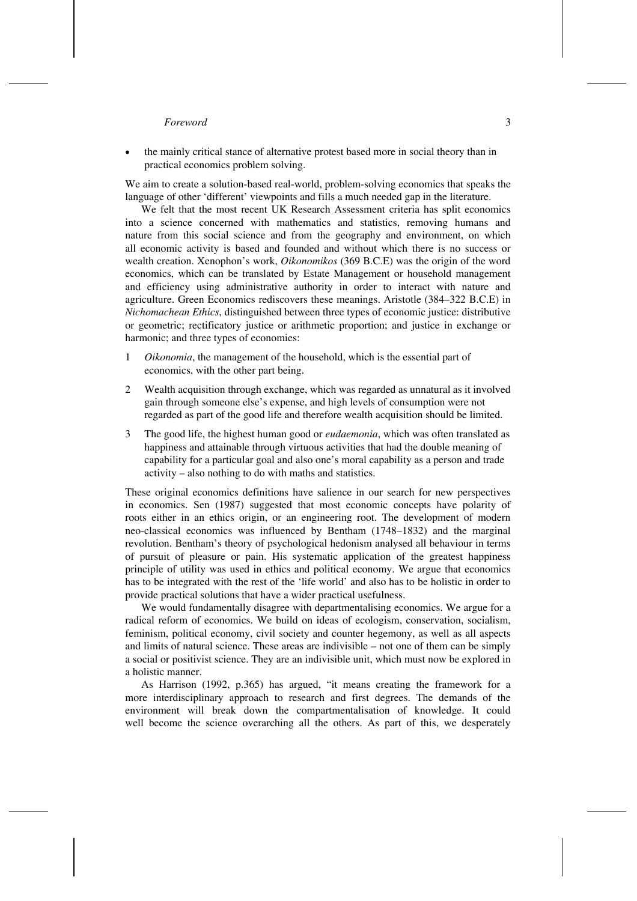- the mainly critical stance of alternative protest based more in social theory than in practical economics problem solving.

We aim to create a solution-based real-world, problem-solving economics that speaks the language of other 'different' viewpoints and fills a much needed gap in the literature.

We felt that the most recent UK Research Assessment criteria has split economics into a science concerned with mathematics and statistics, removing humans and nature from this social science and from the geography and environment, on which all economic activity is based and founded and without which there is no success or wealth creation. Xenophon's work, *Oikonomikos* (369 B.C.E) was the origin of the word economics, which can be translated by Estate Management or household management and efficiency using administrative authority in order to interact with nature and agriculture. Green Economics rediscovers these meanings. Aristotle (384–322 B.C.E) in *Nichomachean Ethics*, distinguished between three types of economic justice: distributive or geometric; rectificatory justice or arithmetic proportion; and justice in exchange or harmonic; and three types of economies:

1. *Oikonomia*, the management of the household, which is the essential part of economics, with the other part being.
2. Wealth acquisition through exchange, which was regarded as unnatural as it involved gain through someone else's expense, and high levels of consumption were not regarded as part of the good life and therefore wealth acquisition should be limited.
3. The good life, the highest human good or *eudaemonia*, which was often translated as happiness and attainable through virtuous activities that had the double meaning of capability for a particular goal and also one's moral capability as a person and trade activity – also nothing to do with maths and statistics.

These original economics definitions have salience in our search for new perspectives in economics. Sen (1987) suggested that most economic concepts have polarity of roots either in an ethics origin, or an engineering root. The development of modern neo-classical economics was influenced by Bentham (1748–1832) and the marginal revolution. Bentham's theory of psychological hedonism analysed all behaviour in terms of pursuit of pleasure or pain. His systematic application of the greatest happiness principle of utility was used in ethics and political economy. We argue that economics has to be integrated with the rest of the 'life world' and also has to be holistic in order to provide practical solutions that have a wider practical usefulness.

We would fundamentally disagree with departmentalising economics. We argue for a radical reform of economics. We build on ideas of ecologism, conservation, socialism, feminism, political economy, civil society and counter hegemony, as well as all aspects and limits of natural science. These areas are indivisible – not one of them can be simply a social or positivist science. They are an indivisible unit, which must now be explored in a holistic manner.

As Harrison (1992, p.365) has argued, "it means creating the framework for a more interdisciplinary approach to research and first degrees. The demands of the environment will break down the compartmentalisation of knowledge. It could well become the science overarching all the others. As part of this, we desperately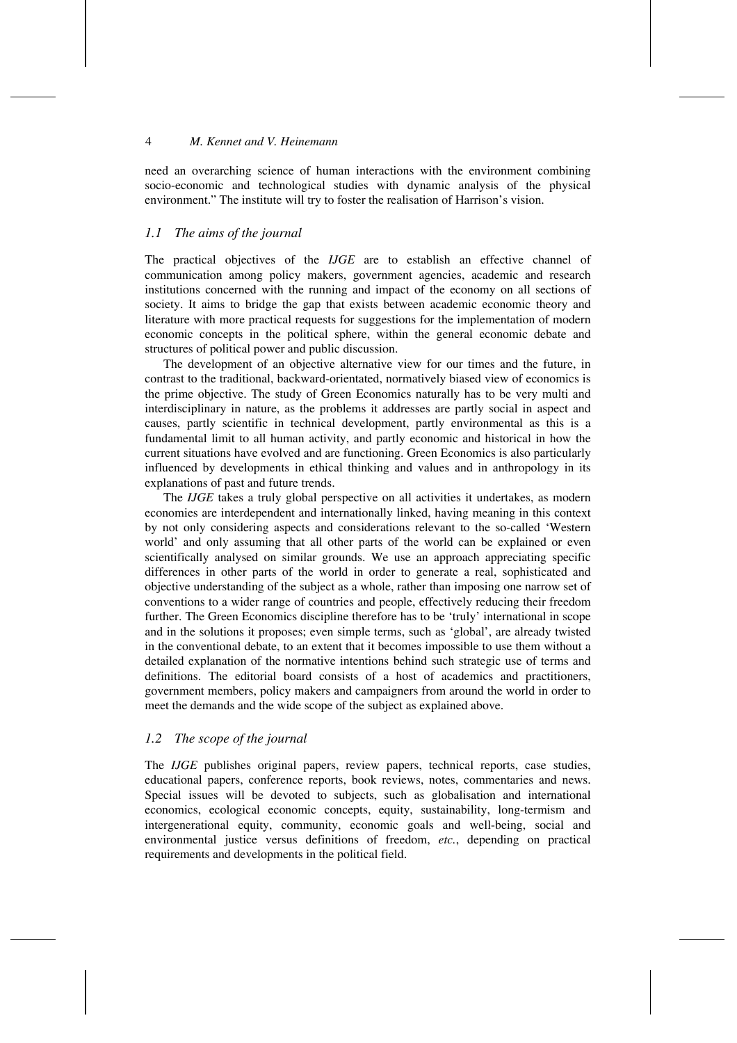need an overarching science of human interactions with the environment combining socio-economic and technological studies with dynamic analysis of the physical environment." The institute will try to foster the realisation of Harrison's vision.

### *1.1 The aims of the journal*

The practical objectives of the *IJGE* are to establish an effective channel of communication among policy makers, government agencies, academic and research institutions concerned with the running and impact of the economy on all sections of society. It aims to bridge the gap that exists between academic economic theory and literature with more practical requests for suggestions for the implementation of modern economic concepts in the political sphere, within the general economic debate and structures of political power and public discussion.

The development of an objective alternative view for our times and the future, in contrast to the traditional, backward-orientated, normatively biased view of economics is the prime objective. The study of Green Economics naturally has to be very multi and interdisciplinary in nature, as the problems it addresses are partly social in aspect and causes, partly scientific in technical development, partly environmental as this is a fundamental limit to all human activity, and partly economic and historical in how the current situations have evolved and are functioning. Green Economics is also particularly influenced by developments in ethical thinking and values and in anthropology in its explanations of past and future trends.

The *IJGE* takes a truly global perspective on all activities it undertakes, as modern economies are interdependent and internationally linked, having meaning in this context by not only considering aspects and considerations relevant to the so-called 'Western world' and only assuming that all other parts of the world can be explained or even scientifically analysed on similar grounds. We use an approach appreciating specific differences in other parts of the world in order to generate a real, sophisticated and objective understanding of the subject as a whole, rather than imposing one narrow set of conventions to a wider range of countries and people, effectively reducing their freedom further. The Green Economics discipline therefore has to be 'truly' international in scope and in the solutions it proposes; even simple terms, such as 'global', are already twisted in the conventional debate, to an extent that it becomes impossible to use them without a detailed explanation of the normative intentions behind such strategic use of terms and definitions. The editorial board consists of a host of academics and practitioners, government members, policy makers and campaigners from around the world in order to meet the demands and the wide scope of the subject as explained above.

### *1.2 The scope of the journal*

The *IJGE* publishes original papers, review papers, technical reports, case studies, educational papers, conference reports, book reviews, notes, commentaries and news. Special issues will be devoted to subjects, such as globalisation and international economics, ecological economic concepts, equity, sustainability, long-termism and intergenerational equity, community, economic goals and well-being, social and environmental justice versus definitions of freedom, *etc.*, depending on practical requirements and developments in the political field.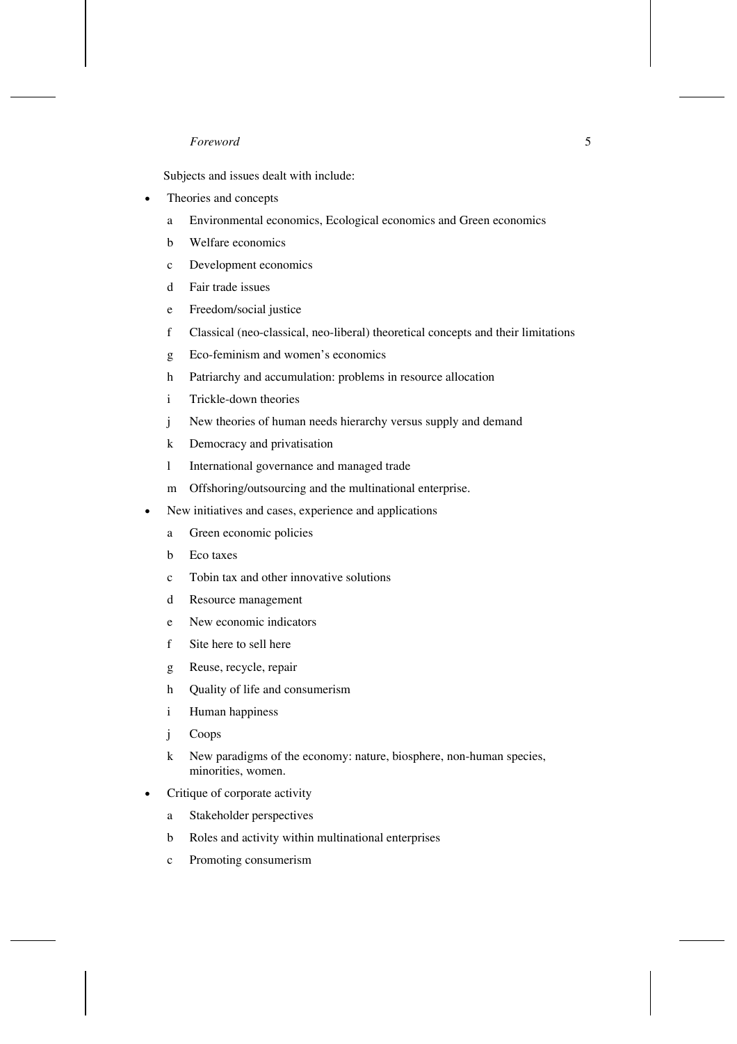Subjects and issues dealt with include:

- Theories and concepts
  - a Environmental economics, Ecological economics and Green economics
  - b Welfare economics
  - c Development economics
  - d Fair trade issues
  - e Freedom/social justice
  - f Classical (neo-classical, neo-liberal) theoretical concepts and their limitations
  - g Eco-feminism and women's economics
  - h Patriarchy and accumulation: problems in resource allocation
  - i Trickle-down theories
  - j New theories of human needs hierarchy versus supply and demand
  - k Democracy and privatisation
  - l International governance and managed trade
  - m Offshoring/outsourcing and the multinational enterprise.
- New initiatives and cases, experience and applications
  - a Green economic policies
  - b Eco taxes
  - c Tobin tax and other innovative solutions
  - d Resource management
  - e New economic indicators
  - f Site here to sell here
  - g Reuse, recycle, repair
  - h Quality of life and consumerism
  - i Human happiness
  - j Coops
  - k New paradigms of the economy: nature, biosphere, non-human species, minorities, women.
- Critique of corporate activity
  - a Stakeholder perspectives
  - b Roles and activity within multinational enterprises
  - c Promoting consumerism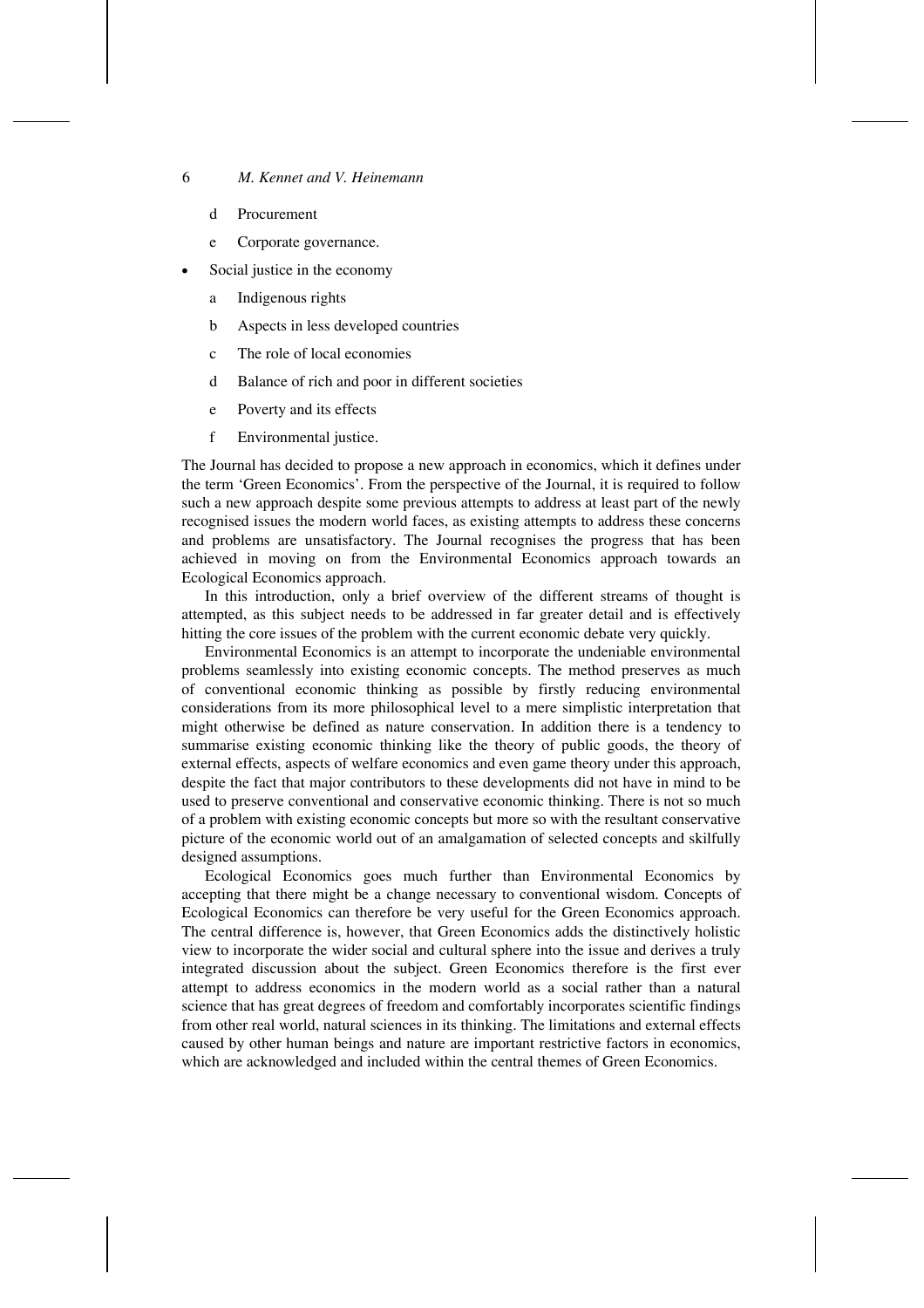d Procurement

  e Corporate governance.

- Social justice in the economy

  a Indigenous rights

  b Aspects in less developed countries

  c The role of local economies

  d Balance of rich and poor in different societies

  e Poverty and its effects

  f Environmental justice.

The Journal has decided to propose a new approach in economics, which it defines under the term 'Green Economics'. From the perspective of the Journal, it is required to follow such a new approach despite some previous attempts to address at least part of the newly recognised issues the modern world faces, as existing attempts to address these concerns and problems are unsatisfactory. The Journal recognises the progress that has been achieved in moving on from the Environmental Economics approach towards an Ecological Economics approach.

In this introduction, only a brief overview of the different streams of thought is attempted, as this subject needs to be addressed in far greater detail and is effectively hitting the core issues of the problem with the current economic debate very quickly.

Environmental Economics is an attempt to incorporate the undeniable environmental problems seamlessly into existing economic concepts. The method preserves as much of conventional economic thinking as possible by firstly reducing environmental considerations from its more philosophical level to a mere simplistic interpretation that might otherwise be defined as nature conservation. In addition there is a tendency to summarise existing economic thinking like the theory of public goods, the theory of external effects, aspects of welfare economics and even game theory under this approach, despite the fact that major contributors to these developments did not have in mind to be used to preserve conventional and conservative economic thinking. There is not so much of a problem with existing economic concepts but more so with the resultant conservative picture of the economic world out of an amalgamation of selected concepts and skilfully designed assumptions.

Ecological Economics goes much further than Environmental Economics by accepting that there might be a change necessary to conventional wisdom. Concepts of Ecological Economics can therefore be very useful for the Green Economics approach. The central difference is, however, that Green Economics adds the distinctively holistic view to incorporate the wider social and cultural sphere into the issue and derives a truly integrated discussion about the subject. Green Economics therefore is the first ever attempt to address economics in the modern world as a social rather than a natural science that has great degrees of freedom and comfortably incorporates scientific findings from other real world, natural sciences in its thinking. The limitations and external effects caused by other human beings and nature are important restrictive factors in economics, which are acknowledged and included within the central themes of Green Economics.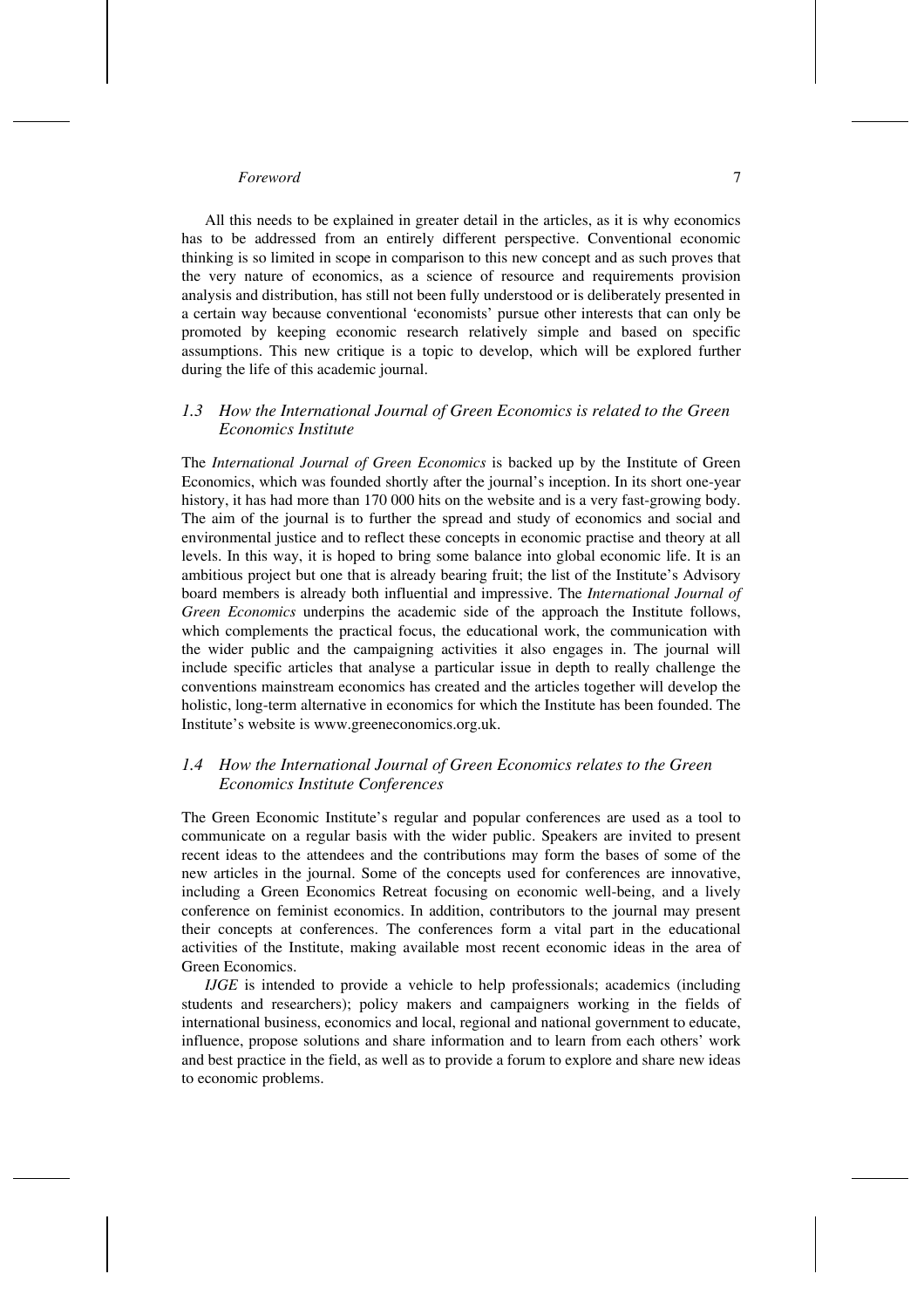All this needs to be explained in greater detail in the articles, as it is why economics has to be addressed from an entirely different perspective. Conventional economic thinking is so limited in scope in comparison to this new concept and as such proves that the very nature of economics, as a science of resource and requirements provision analysis and distribution, has still not been fully understood or is deliberately presented in a certain way because conventional 'economists' pursue other interests that can only be promoted by keeping economic research relatively simple and based on specific assumptions. This new critique is a topic to develop, which will be explored further during the life of this academic journal.

### *1.3 How the International Journal of Green Economics is related to the Green Economics Institute*

The *International Journal of Green Economics* is backed up by the Institute of Green Economics, which was founded shortly after the journal's inception. In its short one-year history, it has had more than 170 000 hits on the website and is a very fast-growing body. The aim of the journal is to further the spread and study of economics and social and environmental justice and to reflect these concepts in economic practise and theory at all levels. In this way, it is hoped to bring some balance into global economic life. It is an ambitious project but one that is already bearing fruit; the list of the Institute's Advisory board members is already both influential and impressive. The *International Journal of Green Economics* underpins the academic side of the approach the Institute follows, which complements the practical focus, the educational work, the communication with the wider public and the campaigning activities it also engages in. The journal will include specific articles that analyse a particular issue in depth to really challenge the conventions mainstream economics has created and the articles together will develop the holistic, long-term alternative in economics for which the Institute has been founded. The Institute's website is www.greeneconomics.org.uk.

### *1.4 How the International Journal of Green Economics relates to the Green Economics Institute Conferences*

The Green Economic Institute's regular and popular conferences are used as a tool to communicate on a regular basis with the wider public. Speakers are invited to present recent ideas to the attendees and the contributions may form the bases of some of the new articles in the journal. Some of the concepts used for conferences are innovative, including a Green Economics Retreat focusing on economic well-being, and a lively conference on feminist economics. In addition, contributors to the journal may present their concepts at conferences. The conferences form a vital part in the educational activities of the Institute, making available most recent economic ideas in the area of Green Economics.

*IJGE* is intended to provide a vehicle to help professionals; academics (including students and researchers); policy makers and campaigners working in the fields of international business, economics and local, regional and national government to educate, influence, propose solutions and share information and to learn from each others' work and best practice in the field, as well as to provide a forum to explore and share new ideas to economic problems.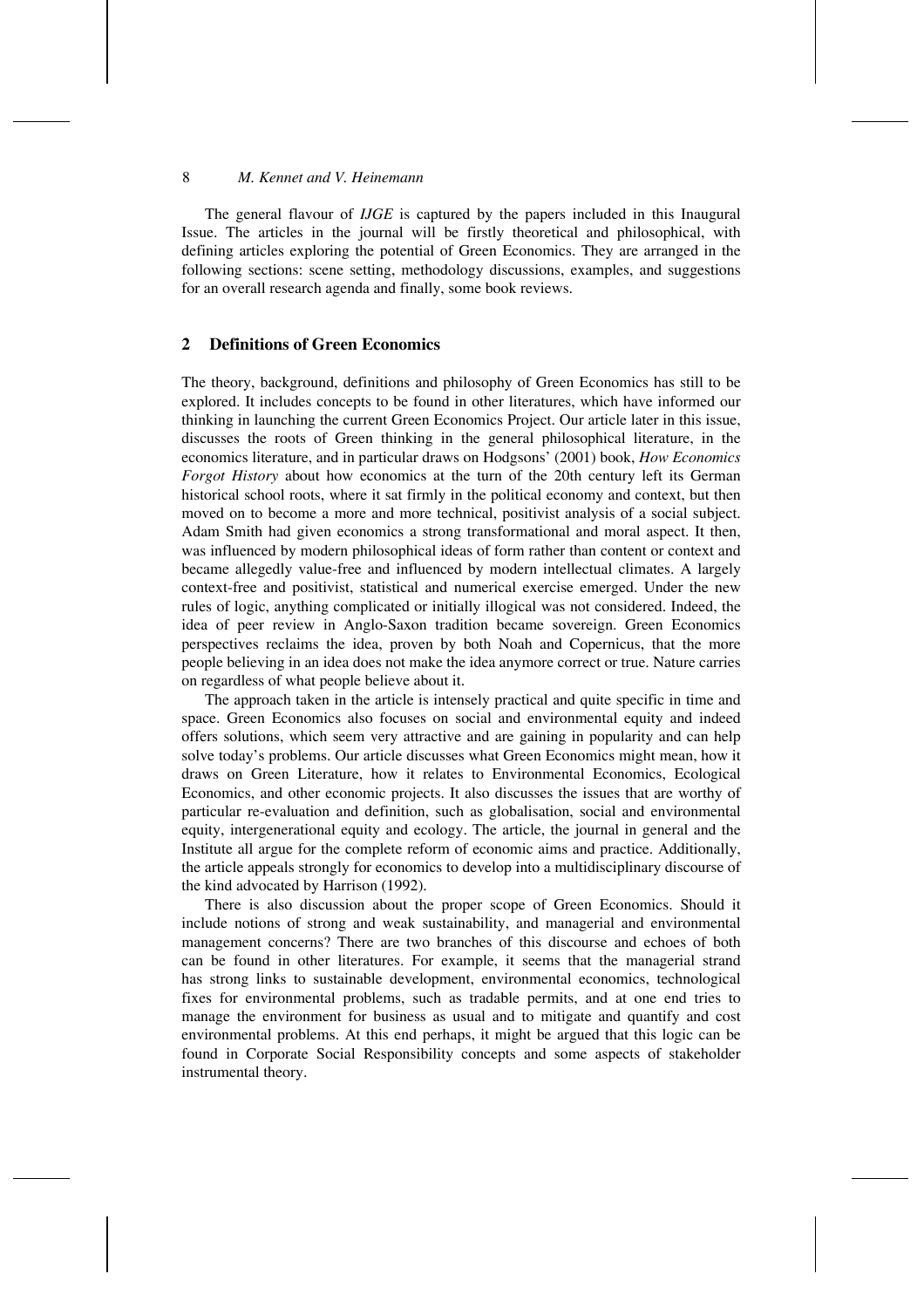The general flavour of *IJGE* is captured by the papers included in this Inaugural Issue. The articles in the journal will be firstly theoretical and philosophical, with defining articles exploring the potential of Green Economics. They are arranged in the following sections: scene setting, methodology discussions, examples, and suggestions for an overall research agenda and finally, some book reviews.

## 2 Definitions of Green Economics

The theory, background, definitions and philosophy of Green Economics has still to be explored. It includes concepts to be found in other literatures, which have informed our thinking in launching the current Green Economics Project. Our article later in this issue, discusses the roots of Green thinking in the general philosophical literature, in the economics literature, and in particular draws on Hodgsons' (2001) book, *How Economics Forgot History* about how economics at the turn of the 20th century left its German historical school roots, where it sat firmly in the political economy and context, but then moved on to become a more and more technical, positivist analysis of a social subject. Adam Smith had given economics a strong transformational and moral aspect. It then, was influenced by modern philosophical ideas of form rather than content or context and became allegedly value-free and influenced by modern intellectual climates. A largely context-free and positivist, statistical and numerical exercise emerged. Under the new rules of logic, anything complicated or initially illogical was not considered. Indeed, the idea of peer review in Anglo-Saxon tradition became sovereign. Green Economics perspectives reclaims the idea, proven by both Noah and Copernicus, that the more people believing in an idea does not make the idea anymore correct or true. Nature carries on regardless of what people believe about it.

The approach taken in the article is intensely practical and quite specific in time and space. Green Economics also focuses on social and environmental equity and indeed offers solutions, which seem very attractive and are gaining in popularity and can help solve today's problems. Our article discusses what Green Economics might mean, how it draws on Green Literature, how it relates to Environmental Economics, Ecological Economics, and other economic projects. It also discusses the issues that are worthy of particular re-evaluation and definition, such as globalisation, social and environmental equity, intergenerational equity and ecology. The article, the journal in general and the Institute all argue for the complete reform of economic aims and practice. Additionally, the article appeals strongly for economics to develop into a multidisciplinary discourse of the kind advocated by Harrison (1992).

There is also discussion about the proper scope of Green Economics. Should it include notions of strong and weak sustainability, and managerial and environmental management concerns? There are two branches of this discourse and echoes of both can be found in other literatures. For example, it seems that the managerial strand has strong links to sustainable development, environmental economics, technological fixes for environmental problems, such as tradable permits, and at one end tries to manage the environment for business as usual and to mitigate and quantify and cost environmental problems. At this end perhaps, it might be argued that this logic can be found in Corporate Social Responsibility concepts and some aspects of stakeholder instrumental theory.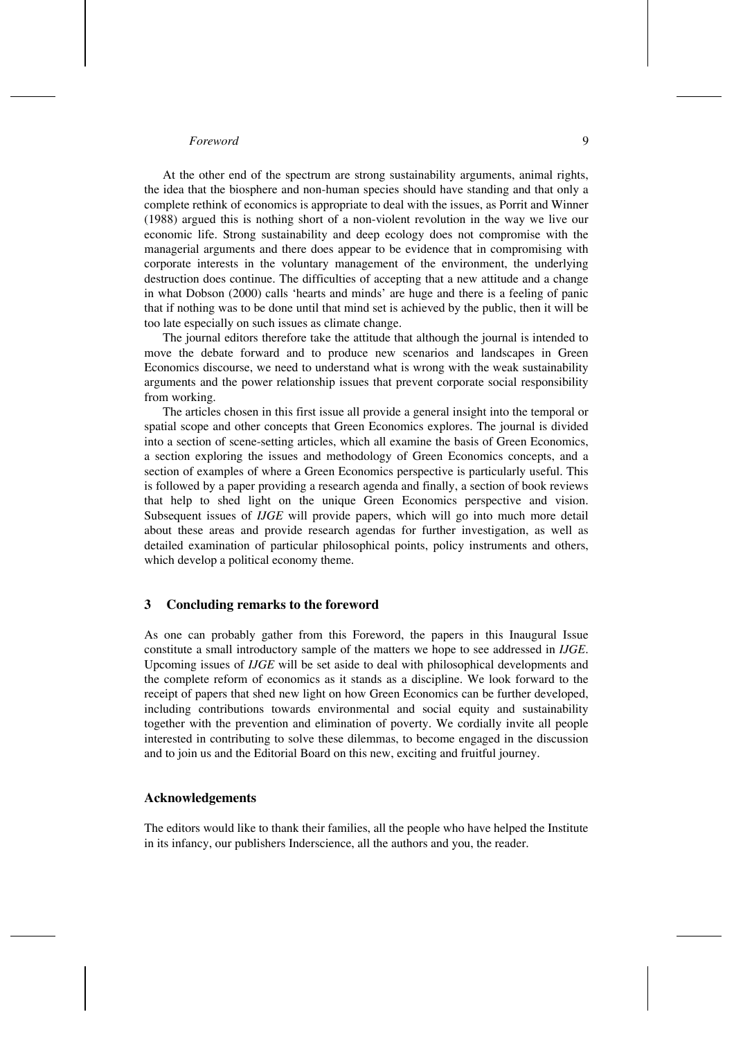At the other end of the spectrum are strong sustainability arguments, animal rights, the idea that the biosphere and non-human species should have standing and that only a complete rethink of economics is appropriate to deal with the issues, as Porrit and Winner (1988) argued this is nothing short of a non-violent revolution in the way we live our economic life. Strong sustainability and deep ecology does not compromise with the managerial arguments and there does appear to be evidence that in compromising with corporate interests in the voluntary management of the environment, the underlying destruction does continue. The difficulties of accepting that a new attitude and a change in what Dobson (2000) calls 'hearts and minds' are huge and there is a feeling of panic that if nothing was to be done until that mind set is achieved by the public, then it will be too late especially on such issues as climate change.

The journal editors therefore take the attitude that although the journal is intended to move the debate forward and to produce new scenarios and landscapes in Green Economics discourse, we need to understand what is wrong with the weak sustainability arguments and the power relationship issues that prevent corporate social responsibility from working.

The articles chosen in this first issue all provide a general insight into the temporal or spatial scope and other concepts that Green Economics explores. The journal is divided into a section of scene-setting articles, which all examine the basis of Green Economics, a section exploring the issues and methodology of Green Economics concepts, and a section of examples of where a Green Economics perspective is particularly useful. This is followed by a paper providing a research agenda and finally, a section of book reviews that help to shed light on the unique Green Economics perspective and vision. Subsequent issues of *IJGE* will provide papers, which will go into much more detail about these areas and provide research agendas for further investigation, as well as detailed examination of particular philosophical points, policy instruments and others, which develop a political economy theme.

## 3 Concluding remarks to the foreword

As one can probably gather from this Foreword, the papers in this Inaugural Issue constitute a small introductory sample of the matters we hope to see addressed in *IJGE*. Upcoming issues of *IJGE* will be set aside to deal with philosophical developments and the complete reform of economics as it stands as a discipline. We look forward to the receipt of papers that shed new light on how Green Economics can be further developed, including contributions towards environmental and social equity and sustainability together with the prevention and elimination of poverty. We cordially invite all people interested in contributing to solve these dilemmas, to become engaged in the discussion and to join us and the Editorial Board on this new, exciting and fruitful journey.

## Acknowledgements

The editors would like to thank their families, all the people who have helped the Institute in its infancy, our publishers Inderscience, all the authors and you, the reader.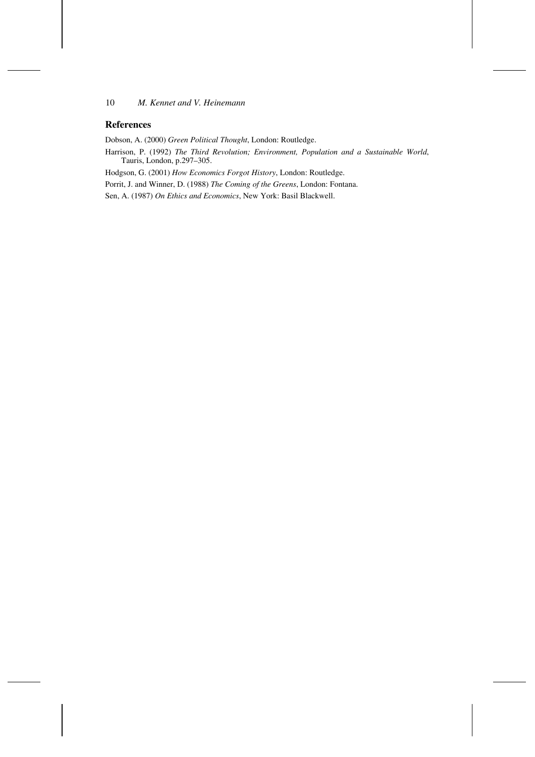## References

Dobson, A. (2000) *Green Political Thought*, London: Routledge.

Harrison, P. (1992) *The Third Revolution; Environment, Population and a Sustainable World*, Tauris, London, p.297–305.

Hodgson, G. (2001) *How Economics Forgot History*, London: Routledge.

Porrit, J. and Winner, D. (1988) *The Coming of the Greens*, London: Fontana.

Sen, A. (1987) *On Ethics and Economics*, New York: Basil Blackwell.